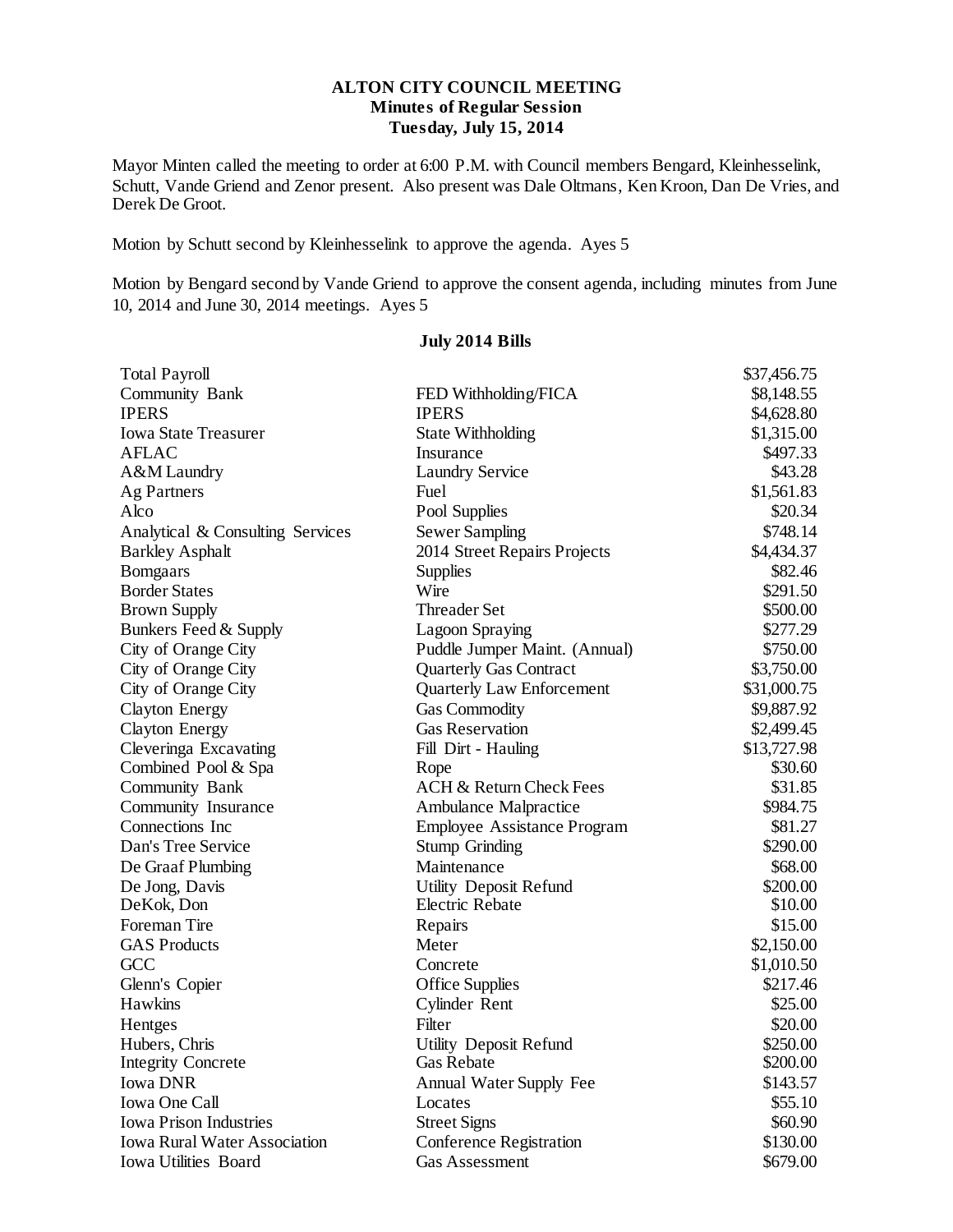# ALTON CITY COUNCIL MEETING
## Minutes of Regular Session
### Tuesday, July 15, 2014

Mayor Minten called the meeting to order at 6:00 P.M. with Council members Bengard, Kleinhesselink, Schutt, Vande Griend and Zenor present. Also present was Dale Oltmans, Ken Kroon, Dan De Vries, and Derek De Groot.

Motion by Schutt second by Kleinhesselink to approve the agenda. Ayes 5

Motion by Bengard second by Vande Griend to approve the consent agenda, including minutes from June 10, 2014 and June 30, 2014 meetings. Ayes 5

**July 2014 Bills**

| | | |
|---|---|---|
| Total Payroll | | $37,456.75 |
| Community Bank | FED Withholding/FICA | $8,148.55 |
| IPERS | IPERS | $4,628.80 |
| Iowa State Treasurer | State Withholding | $1,315.00 |
| AFLAC | Insurance | $497.33 |
| A&M Laundry | Laundry Service | $43.28 |
| Ag Partners | Fuel | $1,561.83 |
| Alco | Pool Supplies | $20.34 |
| Analytical & Consulting Services | Sewer Sampling | $748.14 |
| Barkley Asphalt | 2014 Street Repairs Projects | $4,434.37 |
| Bomgaars | Supplies | $82.46 |
| Border States | Wire | $291.50 |
| Brown Supply | Threader Set | $500.00 |
| Bunkers Feed & Supply | Lagoon Spraying | $277.29 |
| City of Orange City | Puddle Jumper Maint. (Annual) | $750.00 |
| City of Orange City | Quarterly Gas Contract | $3,750.00 |
| City of Orange City | Quarterly Law Enforcement | $31,000.75 |
| Clayton Energy | Gas Commodity | $9,887.92 |
| Clayton Energy | Gas Reservation | $2,499.45 |
| Cleveringa Excavating | Fill Dirt - Hauling | $13,727.98 |
| Combined Pool & Spa | Rope | $30.60 |
| Community Bank | ACH & Return Check Fees | $31.85 |
| Community Insurance | Ambulance Malpractice | $984.75 |
| Connections Inc | Employee Assistance Program | $81.27 |
| Dan's Tree Service | Stump Grinding | $290.00 |
| De Graaf Plumbing | Maintenance | $68.00 |
| De Jong, Davis | Utility Deposit Refund | $200.00 |
| DeKok, Don | Electric Rebate | $10.00 |
| Foreman Tire | Repairs | $15.00 |
| GAS Products | Meter | $2,150.00 |
| GCC | Concrete | $1,010.50 |
| Glenn's Copier | Office Supplies | $217.46 |
| Hawkins | Cylinder Rent | $25.00 |
| Hentges | Filter | $20.00 |
| Hubers, Chris | Utility Deposit Refund | $250.00 |
| Integrity Concrete | Gas Rebate | $200.00 |
| Iowa DNR | Annual Water Supply Fee | $143.57 |
| Iowa One Call | Locates | $55.10 |
| Iowa Prison Industries | Street Signs | $60.90 |
| Iowa Rural Water Association | Conference Registration | $130.00 |
| Iowa Utilities Board | Gas Assessment | $679.00 |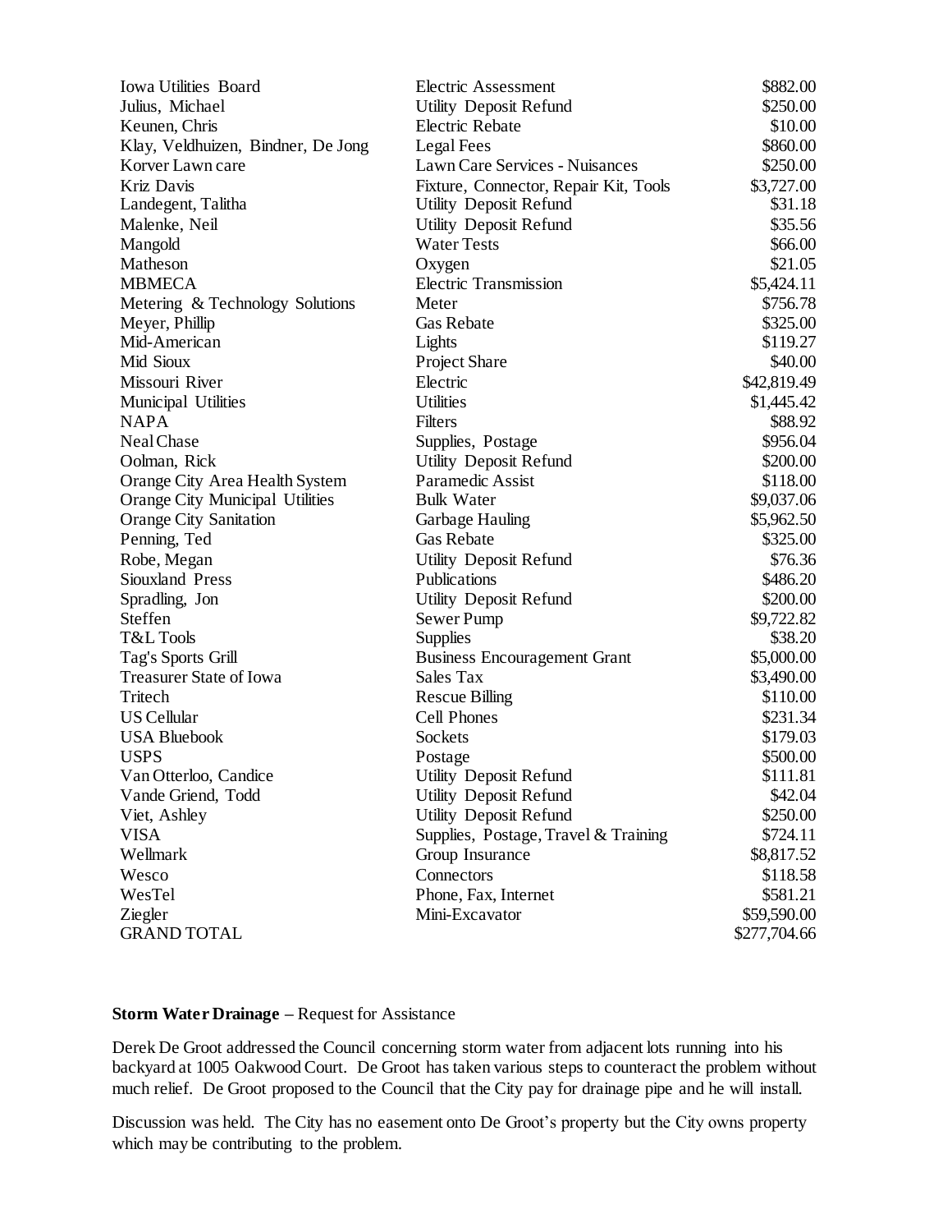| | | |
|---|---|---|
| Iowa Utilities Board | Electric Assessment | $882.00 |
| Julius, Michael | Utility Deposit Refund | $250.00 |
| Keunen, Chris | Electric Rebate | $10.00 |
| Klay, Veldhuizen, Bindner, De Jong | Legal Fees | $860.00 |
| Korver Lawn care | Lawn Care Services - Nuisances | $250.00 |
| Kriz Davis | Fixture, Connector, Repair Kit, Tools | $3,727.00 |
| Landegent, Talitha | Utility Deposit Refund | $31.18 |
| Malenke, Neil | Utility Deposit Refund | $35.56 |
| Mangold | Water Tests | $66.00 |
| Matheson | Oxygen | $21.05 |
| MBMECA | Electric Transmission | $5,424.11 |
| Metering & Technology Solutions | Meter | $756.78 |
| Meyer, Phillip | Gas Rebate | $325.00 |
| Mid-American | Lights | $119.27 |
| Mid Sioux | Project Share | $40.00 |
| Missouri River | Electric | $42,819.49 |
| Municipal Utilities | Utilities | $1,445.42 |
| NAPA | Filters | $88.92 |
| Neal Chase | Supplies, Postage | $956.04 |
| Oolman, Rick | Utility Deposit Refund | $200.00 |
| Orange City Area Health System | Paramedic Assist | $118.00 |
| Orange City Municipal Utilities | Bulk Water | $9,037.06 |
| Orange City Sanitation | Garbage Hauling | $5,962.50 |
| Penning, Ted | Gas Rebate | $325.00 |
| Robe, Megan | Utility Deposit Refund | $76.36 |
| Siouxland Press | Publications | $486.20 |
| Spradling, Jon | Utility Deposit Refund | $200.00 |
| Steffen | Sewer Pump | $9,722.82 |
| T&L Tools | Supplies | $38.20 |
| Tag's Sports Grill | Business Encouragement Grant | $5,000.00 |
| Treasurer State of Iowa | Sales Tax | $3,490.00 |
| Tritech | Rescue Billing | $110.00 |
| US Cellular | Cell Phones | $231.34 |
| USA Bluebook | Sockets | $179.03 |
| USPS | Postage | $500.00 |
| Van Otterloo, Candice | Utility Deposit Refund | $111.81 |
| Vande Griend, Todd | Utility Deposit Refund | $42.04 |
| Viet, Ashley | Utility Deposit Refund | $250.00 |
| VISA | Supplies, Postage, Travel & Training | $724.11 |
| Wellmark | Group Insurance | $8,817.52 |
| Wesco | Connectors | $118.58 |
| WesTel | Phone, Fax, Internet | $581.21 |
| Ziegler | Mini-Excavator | $59,590.00 |
| GRAND TOTAL | | $277,704.66 |

**Storm Water Drainage** – Request for Assistance

Derek De Groot addressed the Council concerning storm water from adjacent lots running into his backyard at 1005 Oakwood Court. De Groot has taken various steps to counteract the problem without much relief. De Groot proposed to the Council that the City pay for drainage pipe and he will install.

Discussion was held. The City has no easement onto De Groot's property but the City owns property which may be contributing to the problem.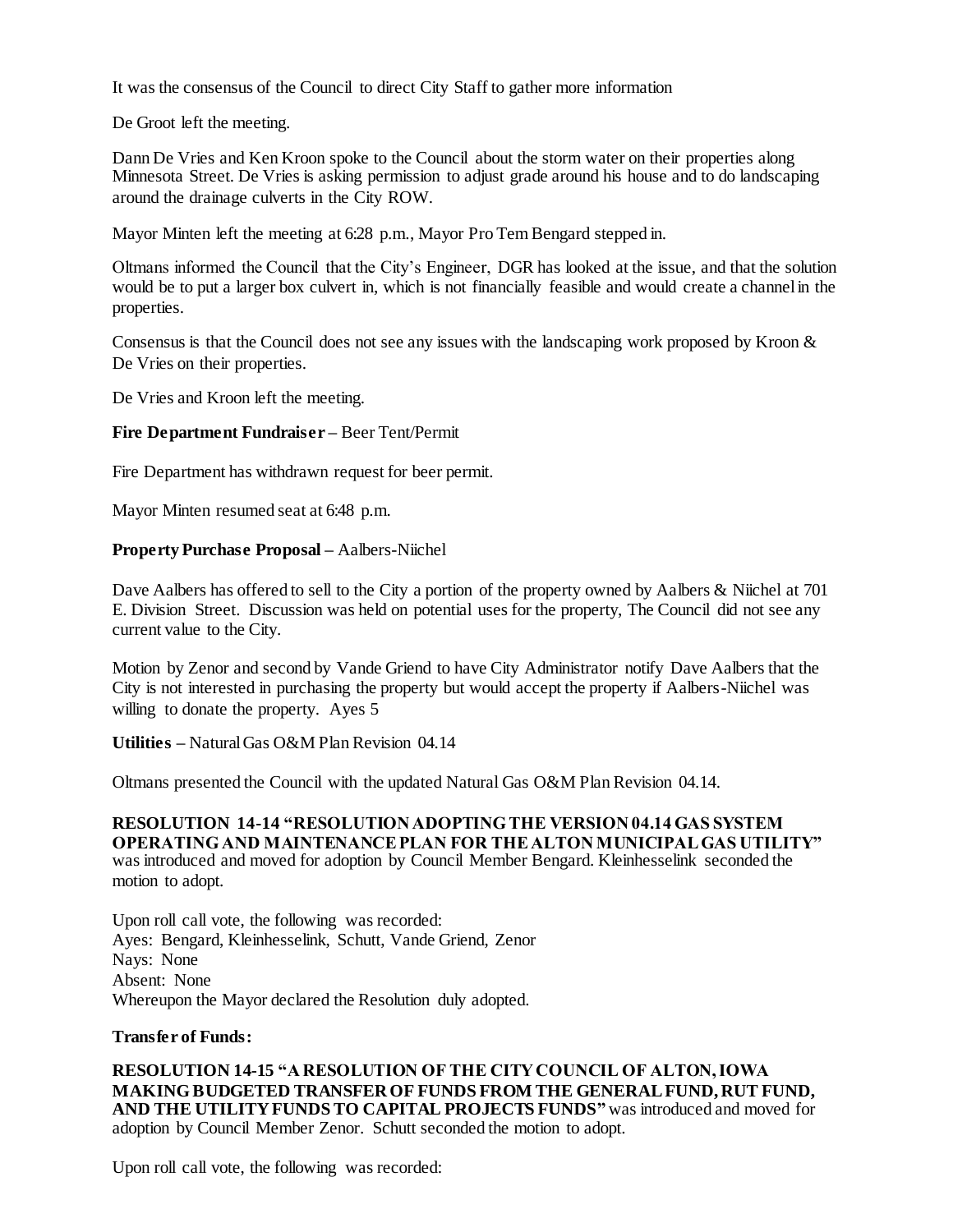It was the consensus of the Council to direct City Staff to gather more information

De Groot left the meeting.

Dann De Vries and Ken Kroon spoke to the Council about the storm water on their properties along Minnesota Street. De Vries is asking permission to adjust grade around his house and to do landscaping around the drainage culverts in the City ROW.

Mayor Minten left the meeting at 6:28 p.m., Mayor Pro Tem Bengard stepped in.

Oltmans informed the Council that the City's Engineer, DGR has looked at the issue, and that the solution would be to put a larger box culvert in, which is not financially feasible and would create a channel in the properties.

Consensus is that the Council does not see any issues with the landscaping work proposed by Kroon & De Vries on their properties.

De Vries and Kroon left the meeting.

**Fire Department Fundraiser** – Beer Tent/Permit

Fire Department has withdrawn request for beer permit.

Mayor Minten resumed seat at 6:48 p.m.

**Property Purchase Proposal** – Aalbers-Niichel

Dave Aalbers has offered to sell to the City a portion of the property owned by Aalbers & Niichel at 701 E. Division Street. Discussion was held on potential uses for the property, The Council did not see any current value to the City.

Motion by Zenor and second by Vande Griend to have City Administrator notify Dave Aalbers that the City is not interested in purchasing the property but would accept the property if Aalbers-Niichel was willing to donate the property. Ayes 5

**Utilities** – Natural Gas O&M Plan Revision 04.14

Oltmans presented the Council with the updated Natural Gas O&M Plan Revision 04.14.

**RESOLUTION 14-14 "RESOLUTION ADOPTING THE VERSION 04.14 GAS SYSTEM OPERATING AND MAINTENANCE PLAN FOR THE ALTON MUNICIPAL GAS UTILITY"** was introduced and moved for adoption by Council Member Bengard. Kleinhesselink seconded the motion to adopt.

Upon roll call vote, the following was recorded:
Ayes: Bengard, Kleinhesselink, Schutt, Vande Griend, Zenor
Nays: None
Absent: None
Whereupon the Mayor declared the Resolution duly adopted.

**Transfer of Funds:**

**RESOLUTION 14-15 "A RESOLUTION OF THE CITY COUNCIL OF ALTON, IOWA MAKING BUDGETED TRANSFER OF FUNDS FROM THE GENERAL FUND, RUT FUND, AND THE UTILITY FUNDS TO CAPITAL PROJECTS FUNDS"** was introduced and moved for adoption by Council Member Zenor. Schutt seconded the motion to adopt.

Upon roll call vote, the following was recorded: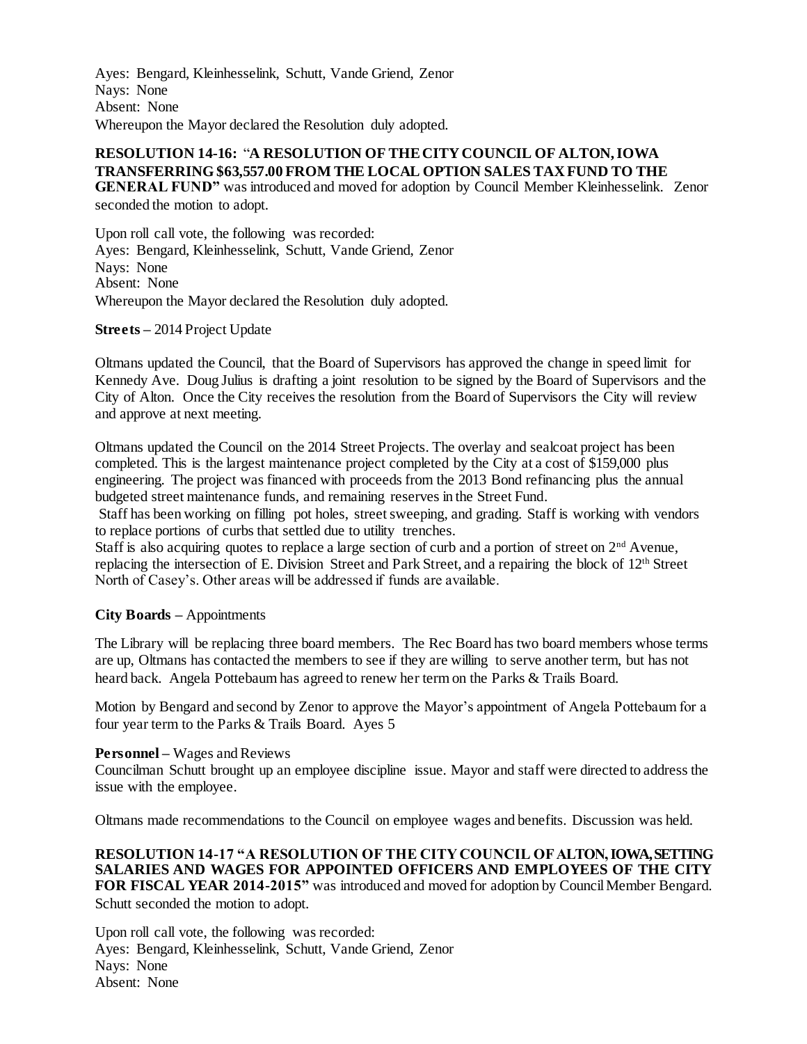Ayes: Bengard, Kleinhesselink, Schutt, Vande Griend, Zenor
Nays: None
Absent: None
Whereupon the Mayor declared the Resolution duly adopted.

**RESOLUTION 14-16:** "**A RESOLUTION OF THE CITY COUNCIL OF ALTON, IOWA TRANSFERRING $63,557.00 FROM THE LOCAL OPTION SALES TAX FUND TO THE GENERAL FUND"** was introduced and moved for adoption by Council Member Kleinhesselink. Zenor seconded the motion to adopt.

Upon roll call vote, the following was recorded:
Ayes: Bengard, Kleinhesselink, Schutt, Vande Griend, Zenor
Nays: None
Absent: None
Whereupon the Mayor declared the Resolution duly adopted.

**Streets** – 2014 Project Update

Oltmans updated the Council, that the Board of Supervisors has approved the change in speed limit for Kennedy Ave. Doug Julius is drafting a joint resolution to be signed by the Board of Supervisors and the City of Alton. Once the City receives the resolution from the Board of Supervisors the City will review and approve at next meeting.

Oltmans updated the Council on the 2014 Street Projects. The overlay and sealcoat project has been completed. This is the largest maintenance project completed by the City at a cost of $159,000 plus engineering. The project was financed with proceeds from the 2013 Bond refinancing plus the annual budgeted street maintenance funds, and remaining reserves in the Street Fund.
Staff has been working on filling pot holes, street sweeping, and grading. Staff is working with vendors to replace portions of curbs that settled due to utility trenches.
Staff is also acquiring quotes to replace a large section of curb and a portion of street on 2nd Avenue, replacing the intersection of E. Division Street and Park Street, and a repairing the block of 12th Street North of Casey's. Other areas will be addressed if funds are available.

**City Boards** – Appointments

The Library will be replacing three board members. The Rec Board has two board members whose terms are up, Oltmans has contacted the members to see if they are willing to serve another term, but has not heard back. Angela Pottebaum has agreed to renew her term on the Parks & Trails Board.

Motion by Bengard and second by Zenor to approve the Mayor's appointment of Angela Pottebaum for a four year term to the Parks & Trails Board. Ayes 5

**Personnel** – Wages and Reviews
Councilman Schutt brought up an employee discipline issue. Mayor and staff were directed to address the issue with the employee.

Oltmans made recommendations to the Council on employee wages and benefits. Discussion was held.

**RESOLUTION 14-17 "A RESOLUTION OF THE CITY COUNCIL OF ALTON, IOWA, SETTING SALARIES AND WAGES FOR APPOINTED OFFICERS AND EMPLOYEES OF THE CITY FOR FISCAL YEAR 2014-2015"** was introduced and moved for adoption by Council Member Bengard. Schutt seconded the motion to adopt.

Upon roll call vote, the following was recorded:
Ayes: Bengard, Kleinhesselink, Schutt, Vande Griend, Zenor
Nays: None
Absent: None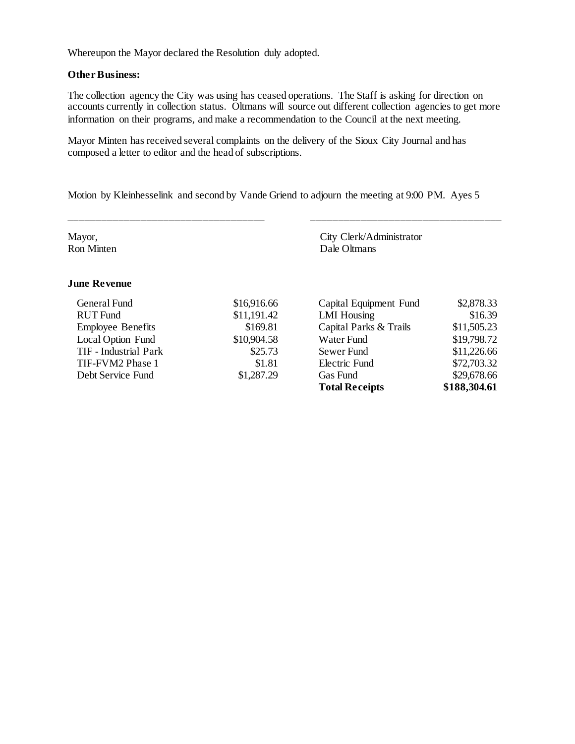Whereupon the Mayor declared the Resolution duly adopted.

**Other Business:**

The collection agency the City was using has ceased operations. The Staff is asking for direction on accounts currently in collection status. Oltmans will source out different collection agencies to get more information on their programs, and make a recommendation to the Council at the next meeting.

Mayor Minten has received several complaints on the delivery of the Sioux City Journal and has composed a letter to editor and the head of subscriptions.

Motion by Kleinhesselink and second by Vande Griend to adjourn the meeting at 9:00 PM. Ayes 5

_________________________________ _________________________________

Mayor,
Ron Minten

City Clerk/Administrator
Dale Oltmans

**June Revenue**

| | | | |
|---|---|---|---|
| General Fund | $16,916.66 | Capital Equipment Fund | $2,878.33 |
| RUT Fund | $11,191.42 | LMI Housing | $16.39 |
| Employee Benefits | $169.81 | Capital Parks & Trails | $11,505.23 |
| Local Option Fund | $10,904.58 | Water Fund | $19,798.72 |
| TIF - Industrial Park | $25.73 | Sewer Fund | $11,226.66 |
| TIF-FVM2 Phase 1 | $1.81 | Electric Fund | $72,703.32 |
| Debt Service Fund | $1,287.29 | Gas Fund | $29,678.66 |
| | | **Total Receipts** | **$188,304.61** |